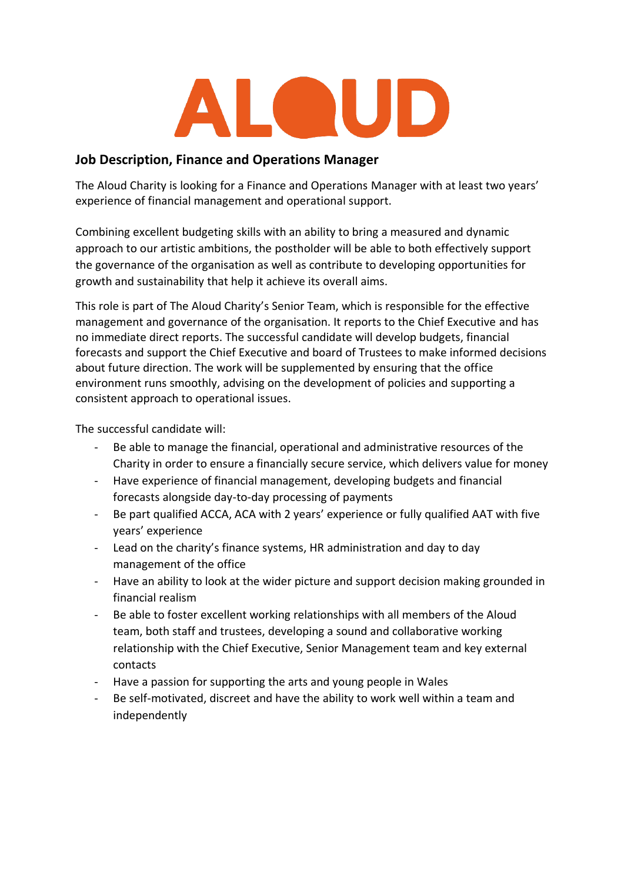ALOUD

## Job Description, Finance and Operations Manager

The Aloud Charity is looking for a Finance and Operations Manager with at least two years' experience of financial management and operational support.

Combining excellent budgeting skills with an ability to bring a measured and dynamic approach to our artistic ambitions, the postholder will be able to both effectively support the governance of the organisation as well as contribute to developing opportunities for growth and sustainability that help it achieve its overall aims.

This role is part of The Aloud Charity's Senior Team, which is responsible for the effective management and governance of the organisation. It reports to the Chief Executive and has no immediate direct reports. The successful candidate will develop budgets, financial forecasts and support the Chief Executive and board of Trustees to make informed decisions about future direction. The work will be supplemented by ensuring that the office environment runs smoothly, advising on the development of policies and supporting a consistent approach to operational issues.

The successful candidate will:

- Be able to manage the financial, operational and administrative resources of the Charity in order to ensure a financially secure service, which delivers value for money
- Have experience of financial management, developing budgets and financial forecasts alongside day-to-day processing of payments
- Be part qualified ACCA, ACA with 2 years' experience or fully qualified AAT with five years' experience
- Lead on the charity's finance systems, HR administration and day to day management of the office
- Have an ability to look at the wider picture and support decision making grounded in financial realism
- Be able to foster excellent working relationships with all members of the Aloud team, both staff and trustees, developing a sound and collaborative working relationship with the Chief Executive, Senior Management team and key external contacts
- Have a passion for supporting the arts and young people in Wales
- Be self-motivated, discreet and have the ability to work well within a team and independently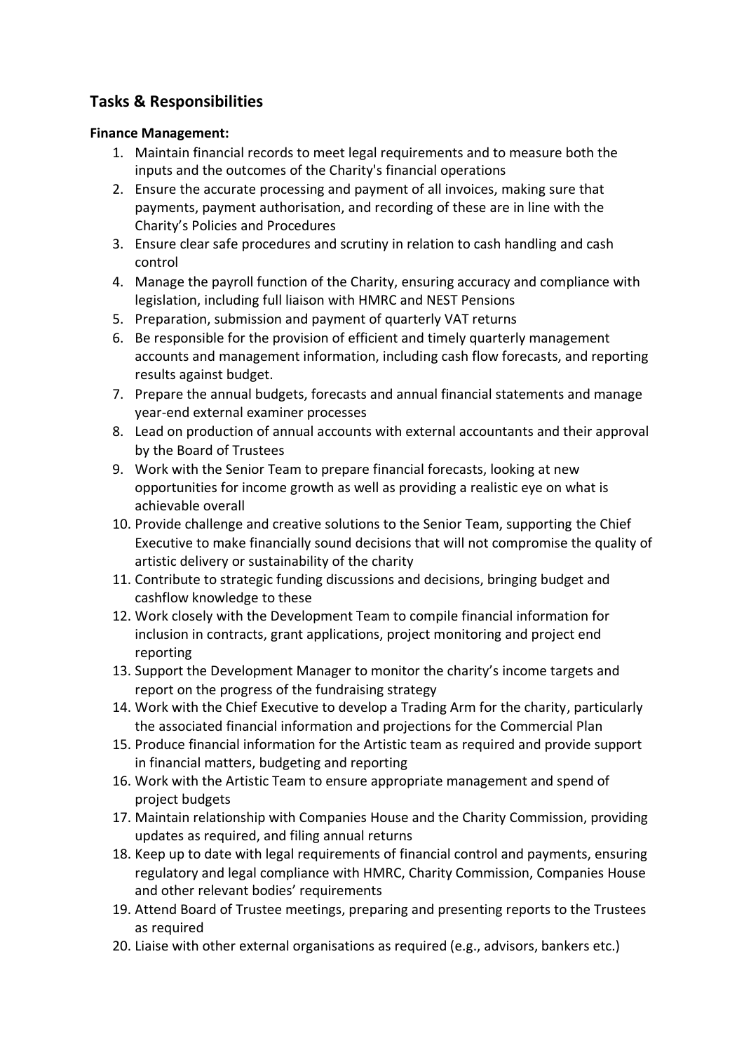## Tasks & Responsibilities

**Finance Management:**

1. Maintain financial records to meet legal requirements and to measure both the inputs and the outcomes of the Charity's financial operations
2. Ensure the accurate processing and payment of all invoices, making sure that payments, payment authorisation, and recording of these are in line with the Charity's Policies and Procedures
3. Ensure clear safe procedures and scrutiny in relation to cash handling and cash control
4. Manage the payroll function of the Charity, ensuring accuracy and compliance with legislation, including full liaison with HMRC and NEST Pensions
5. Preparation, submission and payment of quarterly VAT returns
6. Be responsible for the provision of efficient and timely quarterly management accounts and management information, including cash flow forecasts, and reporting results against budget.
7. Prepare the annual budgets, forecasts and annual financial statements and manage year-end external examiner processes
8. Lead on production of annual accounts with external accountants and their approval by the Board of Trustees
9. Work with the Senior Team to prepare financial forecasts, looking at new opportunities for income growth as well as providing a realistic eye on what is achievable overall
10. Provide challenge and creative solutions to the Senior Team, supporting the Chief Executive to make financially sound decisions that will not compromise the quality of artistic delivery or sustainability of the charity
11. Contribute to strategic funding discussions and decisions, bringing budget and cashflow knowledge to these
12. Work closely with the Development Team to compile financial information for inclusion in contracts, grant applications, project monitoring and project end reporting
13. Support the Development Manager to monitor the charity's income targets and report on the progress of the fundraising strategy
14. Work with the Chief Executive to develop a Trading Arm for the charity, particularly the associated financial information and projections for the Commercial Plan
15. Produce financial information for the Artistic team as required and provide support in financial matters, budgeting and reporting
16. Work with the Artistic Team to ensure appropriate management and spend of project budgets
17. Maintain relationship with Companies House and the Charity Commission, providing updates as required, and filing annual returns
18. Keep up to date with legal requirements of financial control and payments, ensuring regulatory and legal compliance with HMRC, Charity Commission, Companies House and other relevant bodies' requirements
19. Attend Board of Trustee meetings, preparing and presenting reports to the Trustees as required
20. Liaise with other external organisations as required (e.g., advisors, bankers etc.)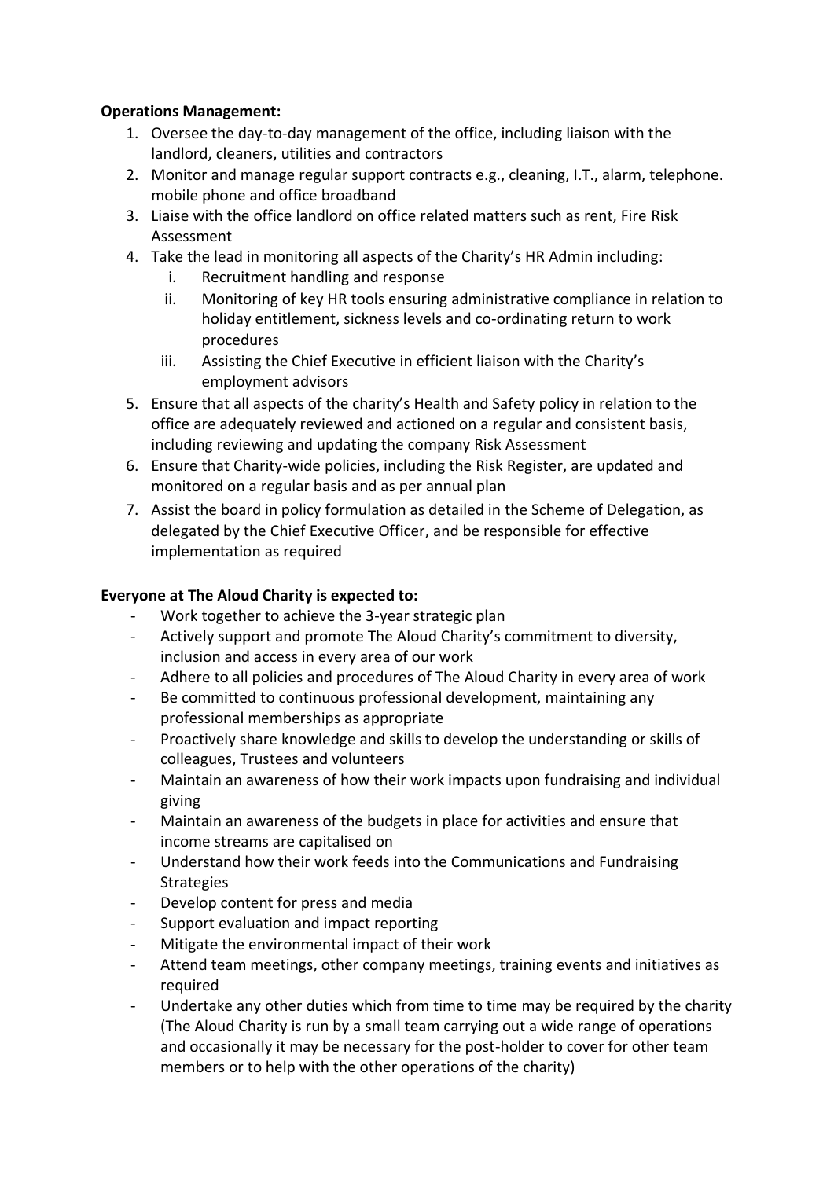**Operations Management:**

1. Oversee the day-to-day management of the office, including liaison with the landlord, cleaners, utilities and contractors
2. Monitor and manage regular support contracts e.g., cleaning, I.T., alarm, telephone. mobile phone and office broadband
3. Liaise with the office landlord on office related matters such as rent, Fire Risk Assessment
4. Take the lead in monitoring all aspects of the Charity's HR Admin including:
    i. Recruitment handling and response
    ii. Monitoring of key HR tools ensuring administrative compliance in relation to holiday entitlement, sickness levels and co-ordinating return to work procedures
    iii. Assisting the Chief Executive in efficient liaison with the Charity's employment advisors
5. Ensure that all aspects of the charity's Health and Safety policy in relation to the office are adequately reviewed and actioned on a regular and consistent basis, including reviewing and updating the company Risk Assessment
6. Ensure that Charity-wide policies, including the Risk Register, are updated and monitored on a regular basis and as per annual plan
7. Assist the board in policy formulation as detailed in the Scheme of Delegation, as delegated by the Chief Executive Officer, and be responsible for effective implementation as required

**Everyone at The Aloud Charity is expected to:**

- Work together to achieve the 3-year strategic plan
- Actively support and promote The Aloud Charity's commitment to diversity, inclusion and access in every area of our work
- Adhere to all policies and procedures of The Aloud Charity in every area of work
- Be committed to continuous professional development, maintaining any professional memberships as appropriate
- Proactively share knowledge and skills to develop the understanding or skills of colleagues, Trustees and volunteers
- Maintain an awareness of how their work impacts upon fundraising and individual giving
- Maintain an awareness of the budgets in place for activities and ensure that income streams are capitalised on
- Understand how their work feeds into the Communications and Fundraising Strategies
- Develop content for press and media
- Support evaluation and impact reporting
- Mitigate the environmental impact of their work
- Attend team meetings, other company meetings, training events and initiatives as required
- Undertake any other duties which from time to time may be required by the charity (The Aloud Charity is run by a small team carrying out a wide range of operations and occasionally it may be necessary for the post-holder to cover for other team members or to help with the other operations of the charity)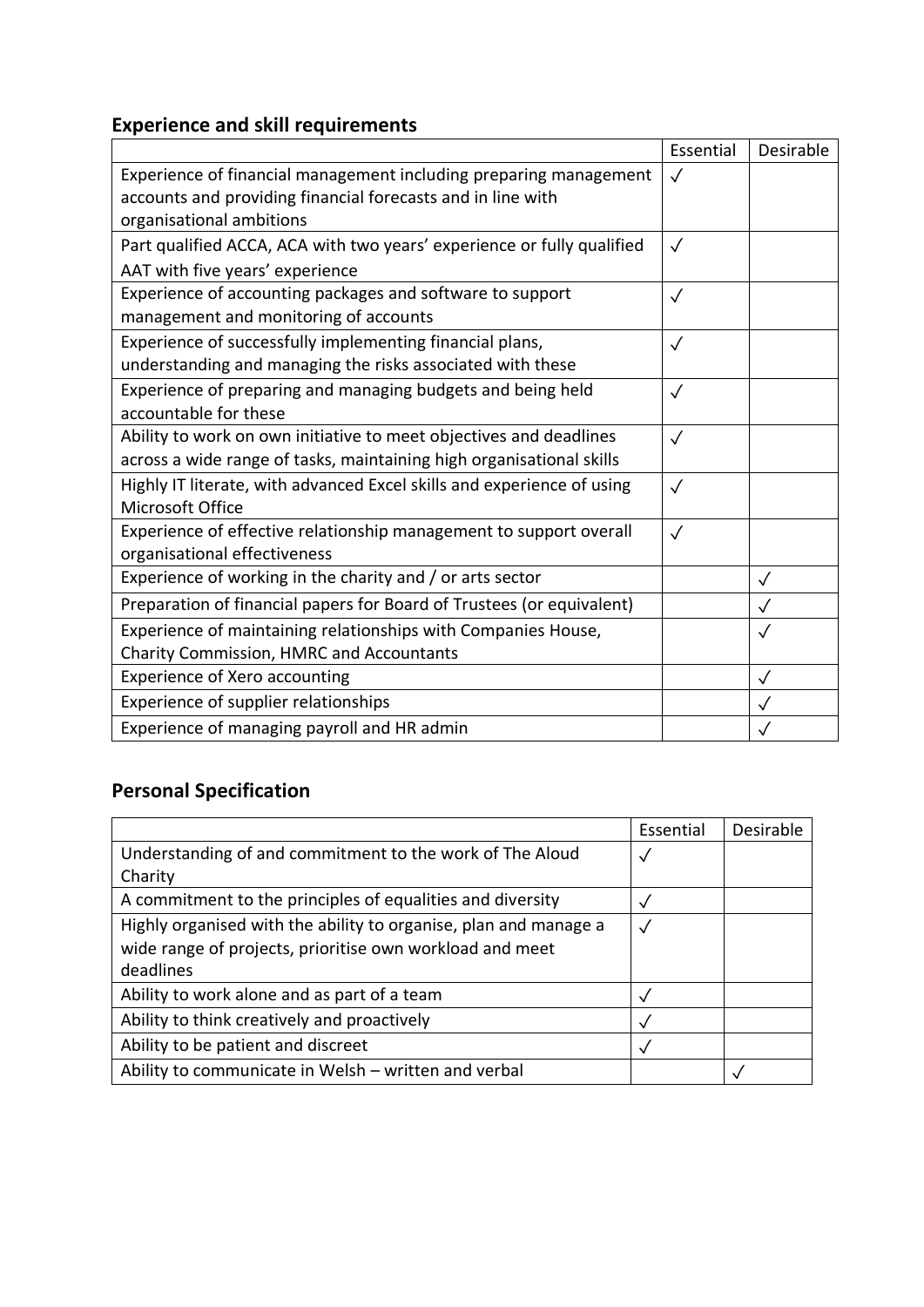## Experience and skill requirements

| | Essential | Desirable |
|---|---|---|
| Experience of financial management including preparing management accounts and providing financial forecasts and in line with organisational ambitions | ✓ | |
| Part qualified ACCA, ACA with two years' experience or fully qualified AAT with five years' experience | ✓ | |
| Experience of accounting packages and software to support management and monitoring of accounts | ✓ | |
| Experience of successfully implementing financial plans, understanding and managing the risks associated with these | ✓ | |
| Experience of preparing and managing budgets and being held accountable for these | ✓ | |
| Ability to work on own initiative to meet objectives and deadlines across a wide range of tasks, maintaining high organisational skills | ✓ | |
| Highly IT literate, with advanced Excel skills and experience of using Microsoft Office | ✓ | |
| Experience of effective relationship management to support overall organisational effectiveness | ✓ | |
| Experience of working in the charity and / or arts sector | | ✓ |
| Preparation of financial papers for Board of Trustees (or equivalent) | | ✓ |
| Experience of maintaining relationships with Companies House, Charity Commission, HMRC and Accountants | | ✓ |
| Experience of Xero accounting | | ✓ |
| Experience of supplier relationships | | ✓ |
| Experience of managing payroll and HR admin | | ✓ |

## Personal Specification

| | Essential | Desirable |
|---|---|---|
| Understanding of and commitment to the work of The Aloud Charity | ✓ | |
| A commitment to the principles of equalities and diversity | ✓ | |
| Highly organised with the ability to organise, plan and manage a wide range of projects, prioritise own workload and meet deadlines | ✓ | |
| Ability to work alone and as part of a team | ✓ | |
| Ability to think creatively and proactively | ✓ | |
| Ability to be patient and discreet | ✓ | |
| Ability to communicate in Welsh – written and verbal | | ✓ |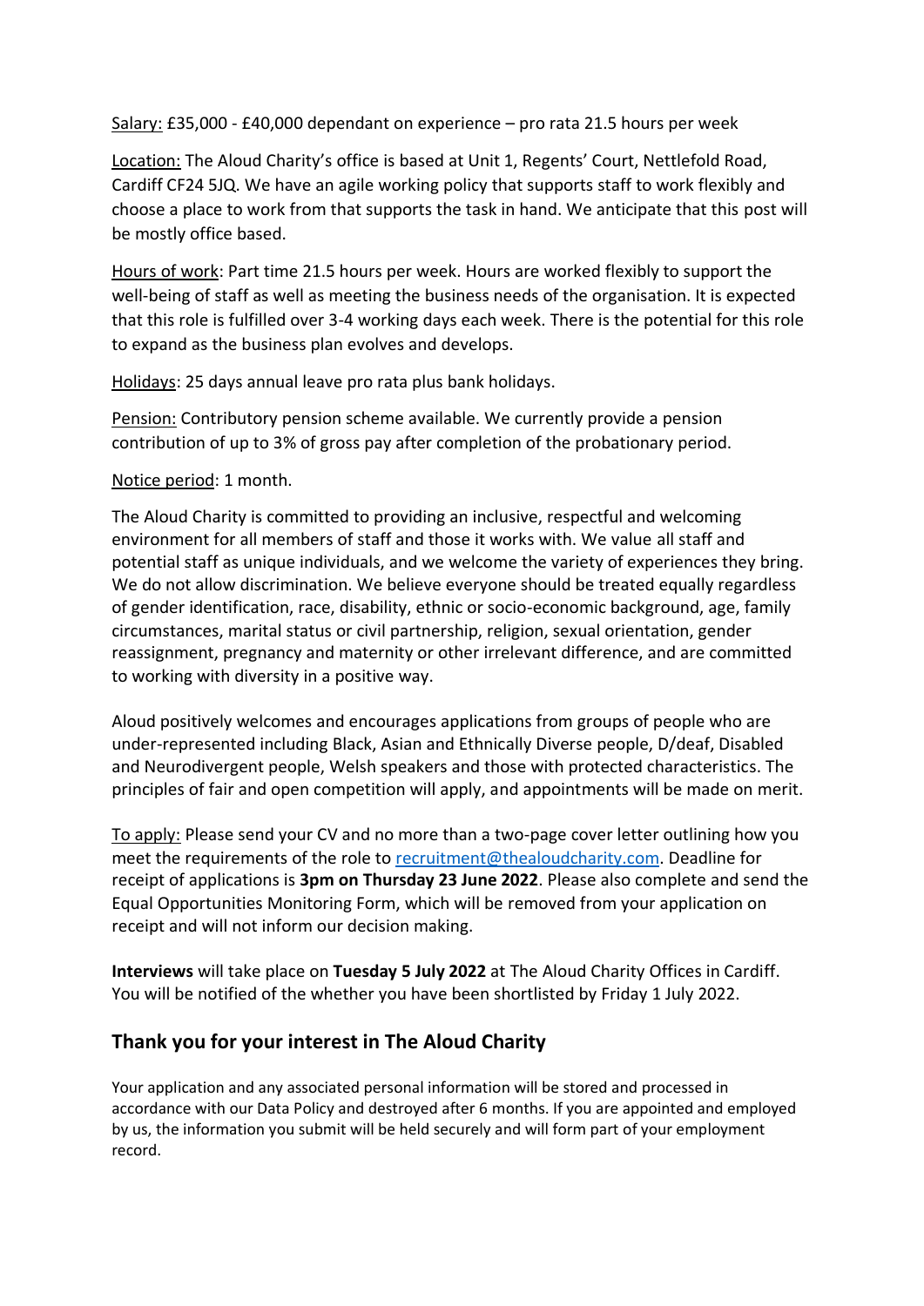Salary: £35,000 - £40,000 dependant on experience – pro rata 21.5 hours per week

Location: The Aloud Charity's office is based at Unit 1, Regents' Court, Nettlefold Road, Cardiff CF24 5JQ. We have an agile working policy that supports staff to work flexibly and choose a place to work from that supports the task in hand. We anticipate that this post will be mostly office based.

Hours of work: Part time 21.5 hours per week. Hours are worked flexibly to support the well-being of staff as well as meeting the business needs of the organisation. It is expected that this role is fulfilled over 3-4 working days each week. There is the potential for this role to expand as the business plan evolves and develops.

Holidays: 25 days annual leave pro rata plus bank holidays.

Pension: Contributory pension scheme available. We currently provide a pension contribution of up to 3% of gross pay after completion of the probationary period.

Notice period: 1 month.

The Aloud Charity is committed to providing an inclusive, respectful and welcoming environment for all members of staff and those it works with. We value all staff and potential staff as unique individuals, and we welcome the variety of experiences they bring. We do not allow discrimination. We believe everyone should be treated equally regardless of gender identification, race, disability, ethnic or socio-economic background, age, family circumstances, marital status or civil partnership, religion, sexual orientation, gender reassignment, pregnancy and maternity or other irrelevant difference, and are committed to working with diversity in a positive way.

Aloud positively welcomes and encourages applications from groups of people who are under-represented including Black, Asian and Ethnically Diverse people, D/deaf, Disabled and Neurodivergent people, Welsh speakers and those with protected characteristics. The principles of fair and open competition will apply, and appointments will be made on merit.

To apply: Please send your CV and no more than a two-page cover letter outlining how you meet the requirements of the role to recruitment@thealoudcharity.com. Deadline for receipt of applications is **3pm on Thursday 23 June 2022**. Please also complete and send the Equal Opportunities Monitoring Form, which will be removed from your application on receipt and will not inform our decision making.

**Interviews** will take place on **Tuesday 5 July 2022** at The Aloud Charity Offices in Cardiff. You will be notified of the whether you have been shortlisted by Friday 1 July 2022.

## Thank you for your interest in The Aloud Charity

Your application and any associated personal information will be stored and processed in accordance with our Data Policy and destroyed after 6 months. If you are appointed and employed by us, the information you submit will be held securely and will form part of your employment record.